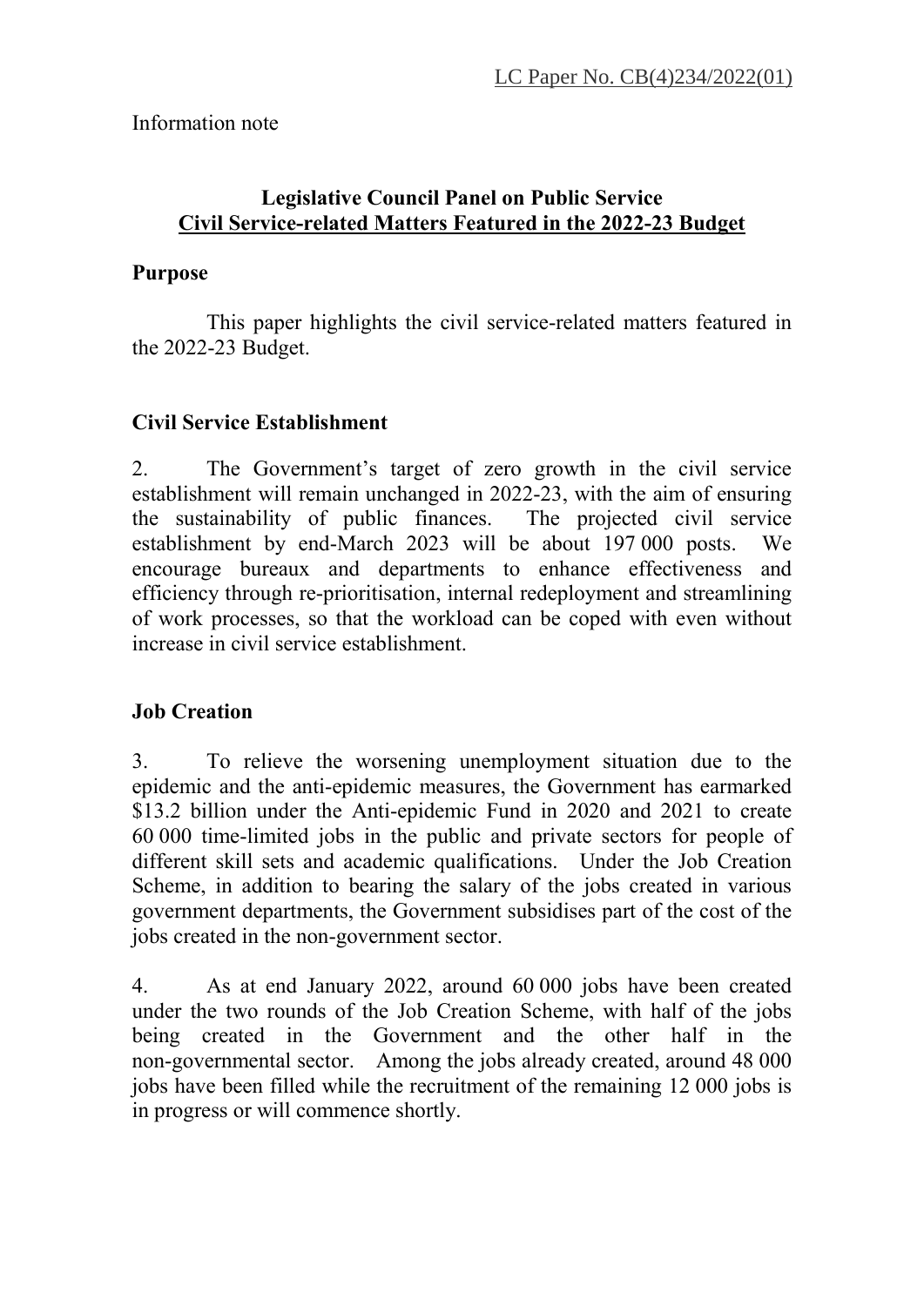LC Paper No. CB(4)234/2022(01)

Information note

## Legislative Council Panel on Public Service
## Civil Service-related Matters Featured in the 2022-23 Budget

### Purpose

This paper highlights the civil service-related matters featured in the 2022-23 Budget.

### Civil Service Establishment

2. The Government's target of zero growth in the civil service establishment will remain unchanged in 2022-23, with the aim of ensuring the sustainability of public finances. The projected civil service establishment by end-March 2023 will be about 197 000 posts. We encourage bureaux and departments to enhance effectiveness and efficiency through re-prioritisation, internal redeployment and streamlining of work processes, so that the workload can be coped with even without increase in civil service establishment.

### Job Creation

3. To relieve the worsening unemployment situation due to the epidemic and the anti-epidemic measures, the Government has earmarked $13.2 billion under the Anti-epidemic Fund in 2020 and 2021 to create 60 000 time-limited jobs in the public and private sectors for people of different skill sets and academic qualifications. Under the Job Creation Scheme, in addition to bearing the salary of the jobs created in various government departments, the Government subsidises part of the cost of the jobs created in the non-government sector.

4. As at end January 2022, around 60 000 jobs have been created under the two rounds of the Job Creation Scheme, with half of the jobs being created in the Government and the other half in the non-governmental sector. Among the jobs already created, around 48 000 jobs have been filled while the recruitment of the remaining 12 000 jobs is in progress or will commence shortly.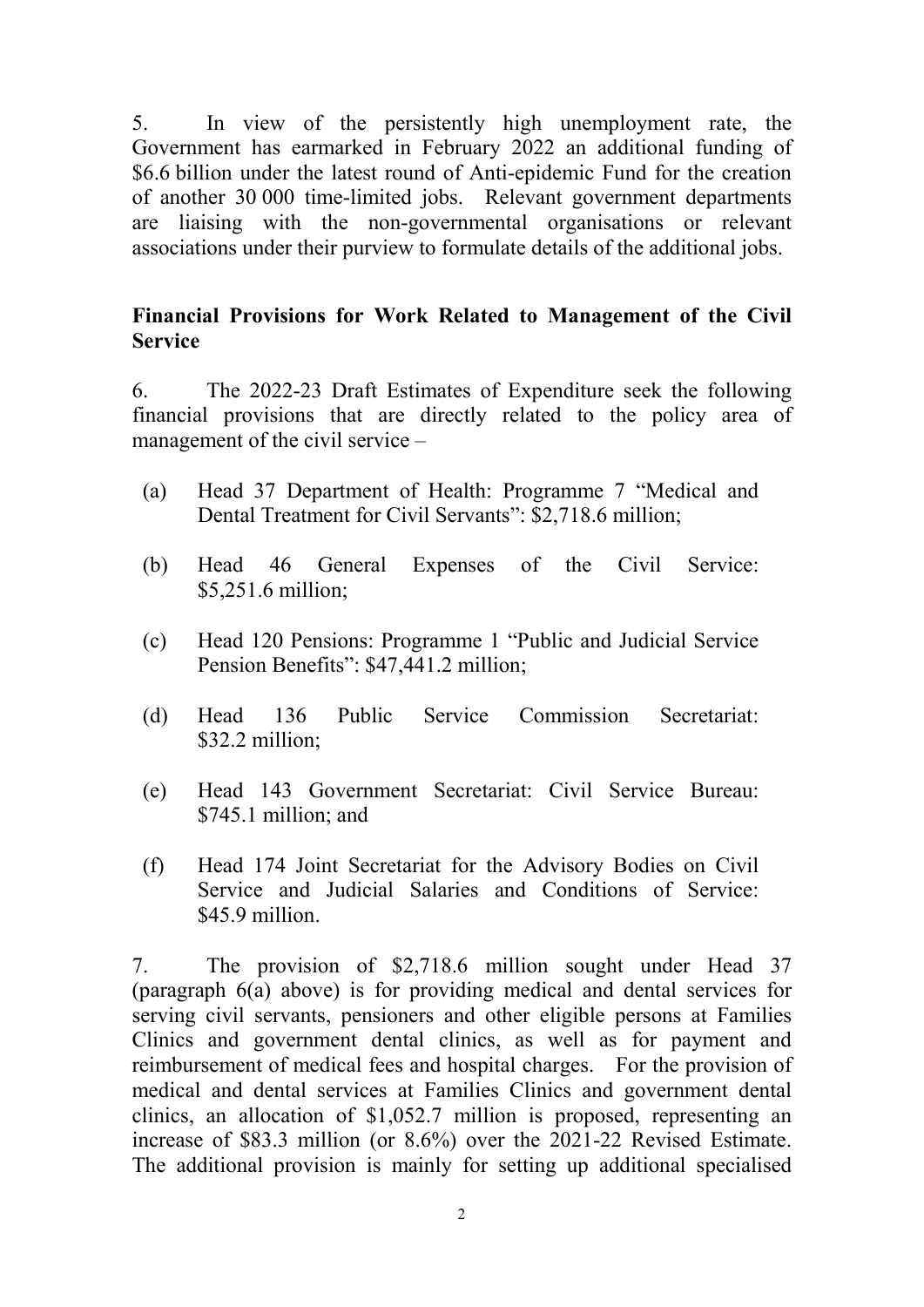5. In view of the persistently high unemployment rate, the Government has earmarked in February 2022 an additional funding of $6.6 billion under the latest round of Anti-epidemic Fund for the creation of another 30 000 time-limited jobs. Relevant government departments are liaising with the non-governmental organisations or relevant associations under their purview to formulate details of the additional jobs.

**Financial Provisions for Work Related to Management of the Civil Service**

6. The 2022-23 Draft Estimates of Expenditure seek the following financial provisions that are directly related to the policy area of management of the civil service –

(a) Head 37 Department of Health: Programme 7 "Medical and Dental Treatment for Civil Servants": $2,718.6 million;

(b) Head 46 General Expenses of the Civil Service: $5,251.6 million;

(c) Head 120 Pensions: Programme 1 "Public and Judicial Service Pension Benefits": $47,441.2 million;

(d) Head 136 Public Service Commission Secretariat: $32.2 million;

(e) Head 143 Government Secretariat: Civil Service Bureau: $745.1 million; and

(f) Head 174 Joint Secretariat for the Advisory Bodies on Civil Service and Judicial Salaries and Conditions of Service: $45.9 million.

7. The provision of $2,718.6 million sought under Head 37 (paragraph 6(a) above) is for providing medical and dental services for serving civil servants, pensioners and other eligible persons at Families Clinics and government dental clinics, as well as for payment and reimbursement of medical fees and hospital charges. For the provision of medical and dental services at Families Clinics and government dental clinics, an allocation of $1,052.7 million is proposed, representing an increase of $83.3 million (or 8.6%) over the 2021-22 Revised Estimate. The additional provision is mainly for setting up additional specialised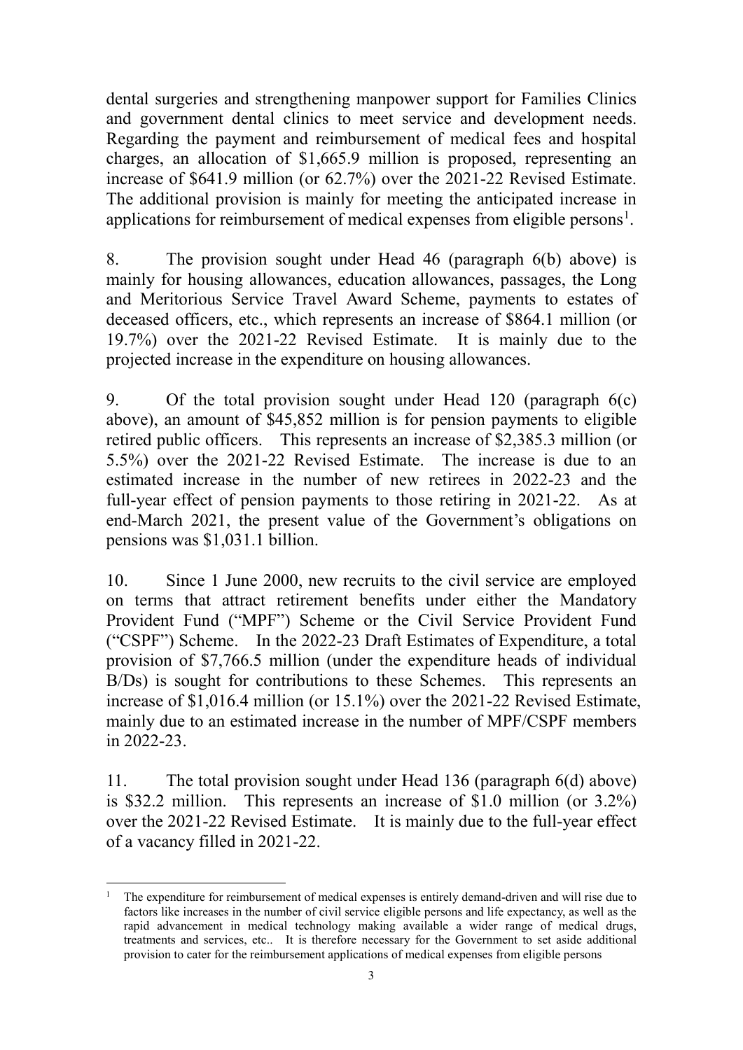dental surgeries and strengthening manpower support for Families Clinics and government dental clinics to meet service and development needs. Regarding the payment and reimbursement of medical fees and hospital charges, an allocation of $1,665.9 million is proposed, representing an increase of $641.9 million (or 62.7%) over the 2021-22 Revised Estimate. The additional provision is mainly for meeting the anticipated increase in applications for reimbursement of medical expenses from eligible persons[1].

8. The provision sought under Head 46 (paragraph 6(b) above) is mainly for housing allowances, education allowances, passages, the Long and Meritorious Service Travel Award Scheme, payments to estates of deceased officers, etc., which represents an increase of $864.1 million (or 19.7%) over the 2021-22 Revised Estimate. It is mainly due to the projected increase in the expenditure on housing allowances.

9. Of the total provision sought under Head 120 (paragraph 6(c) above), an amount of $45,852 million is for pension payments to eligible retired public officers. This represents an increase of $2,385.3 million (or 5.5%) over the 2021-22 Revised Estimate. The increase is due to an estimated increase in the number of new retirees in 2022-23 and the full-year effect of pension payments to those retiring in 2021-22. As at end-March 2021, the present value of the Government's obligations on pensions was $1,031.1 billion.

10. Since 1 June 2000, new recruits to the civil service are employed on terms that attract retirement benefits under either the Mandatory Provident Fund ("MPF") Scheme or the Civil Service Provident Fund ("CSPF") Scheme. In the 2022-23 Draft Estimates of Expenditure, a total provision of $7,766.5 million (under the expenditure heads of individual B/Ds) is sought for contributions to these Schemes. This represents an increase of $1,016.4 million (or 15.1%) over the 2021-22 Revised Estimate, mainly due to an estimated increase in the number of MPF/CSPF members in 2022-23.

11. The total provision sought under Head 136 (paragraph 6(d) above) is $32.2 million. This represents an increase of $1.0 million (or 3.2%) over the 2021-22 Revised Estimate. It is mainly due to the full-year effect of a vacancy filled in 2021-22.

---

[1] The expenditure for reimbursement of medical expenses is entirely demand-driven and will rise due to factors like increases in the number of civil service eligible persons and life expectancy, as well as the rapid advancement in medical technology making available a wider range of medical drugs, treatments and services, etc.. It is therefore necessary for the Government to set aside additional provision to cater for the reimbursement applications of medical expenses from eligible persons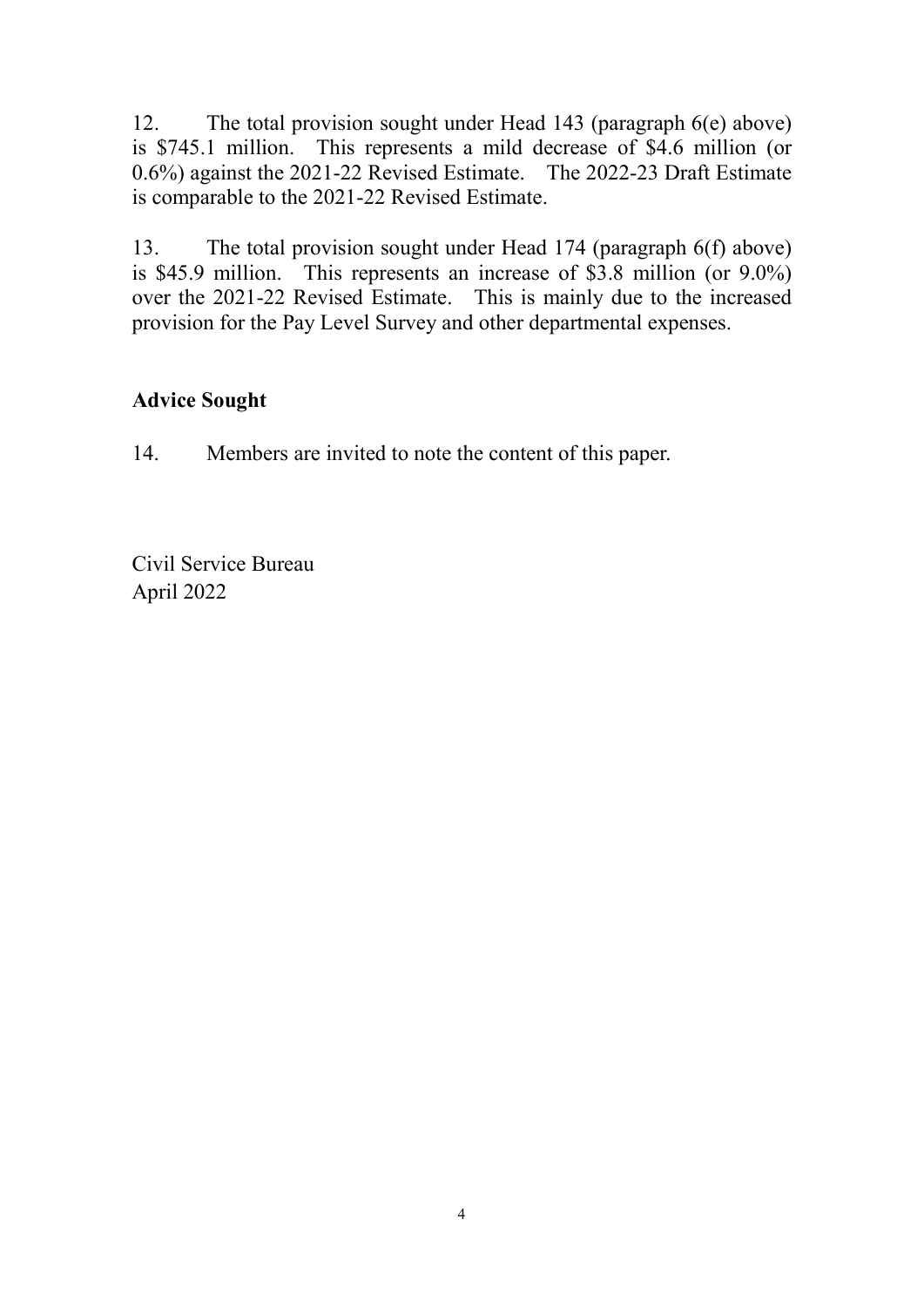12. The total provision sought under Head 143 (paragraph 6(e) above) is $745.1 million. This represents a mild decrease of $4.6 million (or 0.6%) against the 2021-22 Revised Estimate. The 2022-23 Draft Estimate is comparable to the 2021-22 Revised Estimate.

13. The total provision sought under Head 174 (paragraph 6(f) above) is $45.9 million. This represents an increase of $3.8 million (or 9.0%) over the 2021-22 Revised Estimate. This is mainly due to the increased provision for the Pay Level Survey and other departmental expenses.

**Advice Sought**

14. Members are invited to note the content of this paper.

Civil Service Bureau
April 2022